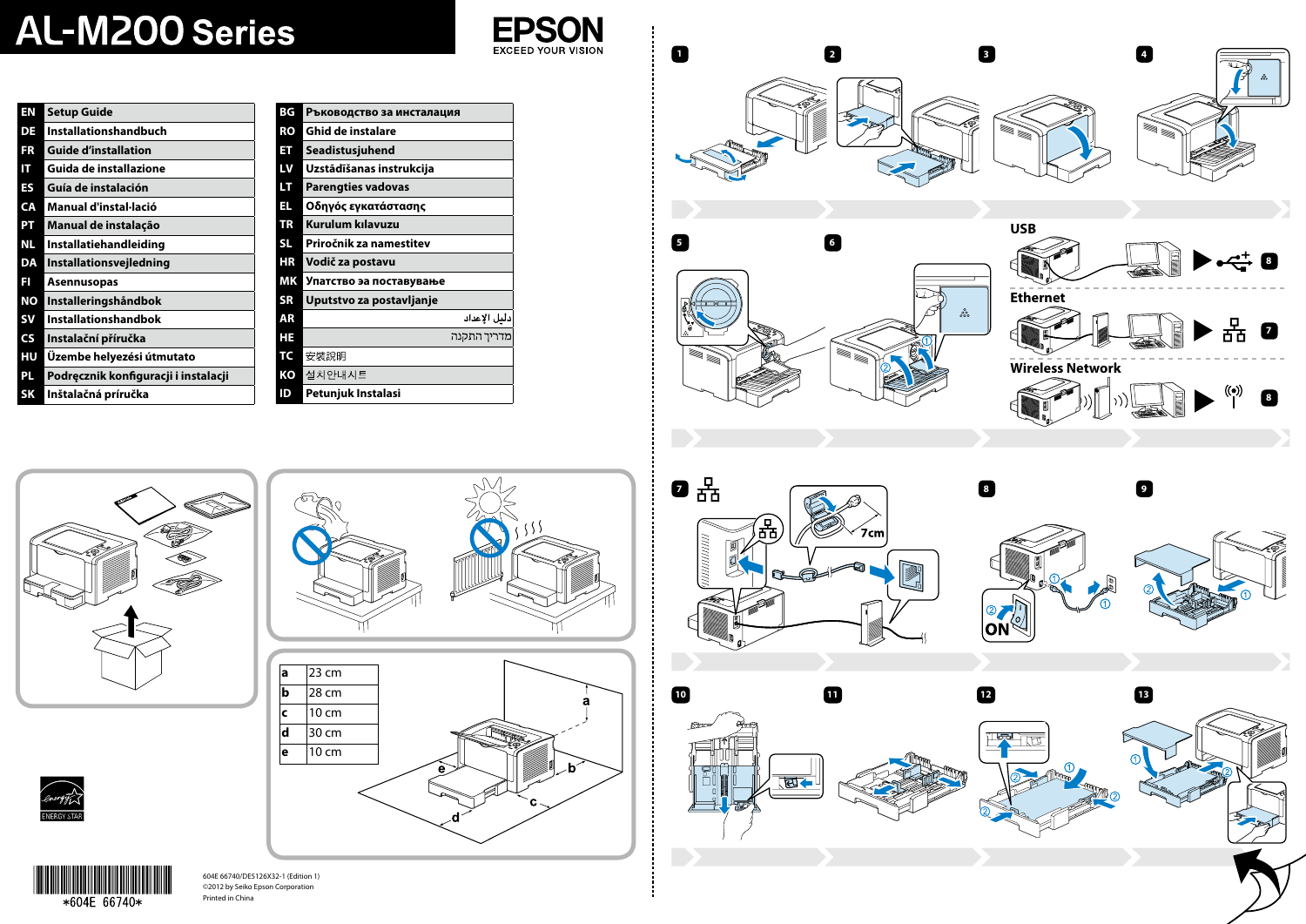# AL-M200 Series

EPSON
EXCEED YOUR VISION

| | |
|---|---|
| EN | Setup Guide |
| DE | Installationshandbuch |
| FR | Guide d'installation |
| IT | Guida de installazione |
| ES | Guía de instalación |
| CA | Manual d'instal·lació |
| PT | Manual de instalação |
| NL | Installatiehandleiding |
| DA | Installationsvejledning |
| FI | Asennusopas |
| NO | Installeringshåndbok |
| SV | Installationshandbok |
| CS | Instalační příručka |
| HU | Üzembe helyezési útmutató |
| PL | Podręcznik konfiguracji i instalacji |
| SK | Inštalačná príručka |

| | |
|---|---|
| BG | Ръководство за инсталация |
| RO | Ghid de instalare |
| ET | Seadistusjuhend |
| LV | Uzstādīšanas instrukcija |
| LT | Parengties vadovas |
| EL | Οδηγός εγκατάστασης |
| TR | Kurulum kılavuzu |
| SL | Priročnik za namestitev |
| HR | Vodič za postavu |
| MK | Упатство за поставување |
| SR | Uputstvo za postavljanje |
| AR | دليل الإعداد |
| HE | מדריך התקנה |
| TC | 安裝說明 |
| KO | 설치안내서 |
| ID | Petunjuk Instalasi |

| | |
|---|---|
| a | 23 cm |
| b | 28 cm |
| c | 10 cm |
| d | 30 cm |
| e | 10 cm |

1 2 3 4 5 6

USB ▶ 8

Ethernet ▶ 7

Wireless Network ▶ 8

7 7cm

8 ON

9 10 11 12 13

604E 66740/DE5126X32-1 (Edition 1)
©2012 by Seiko Epson Corporation
Printed in China

*604E 66740*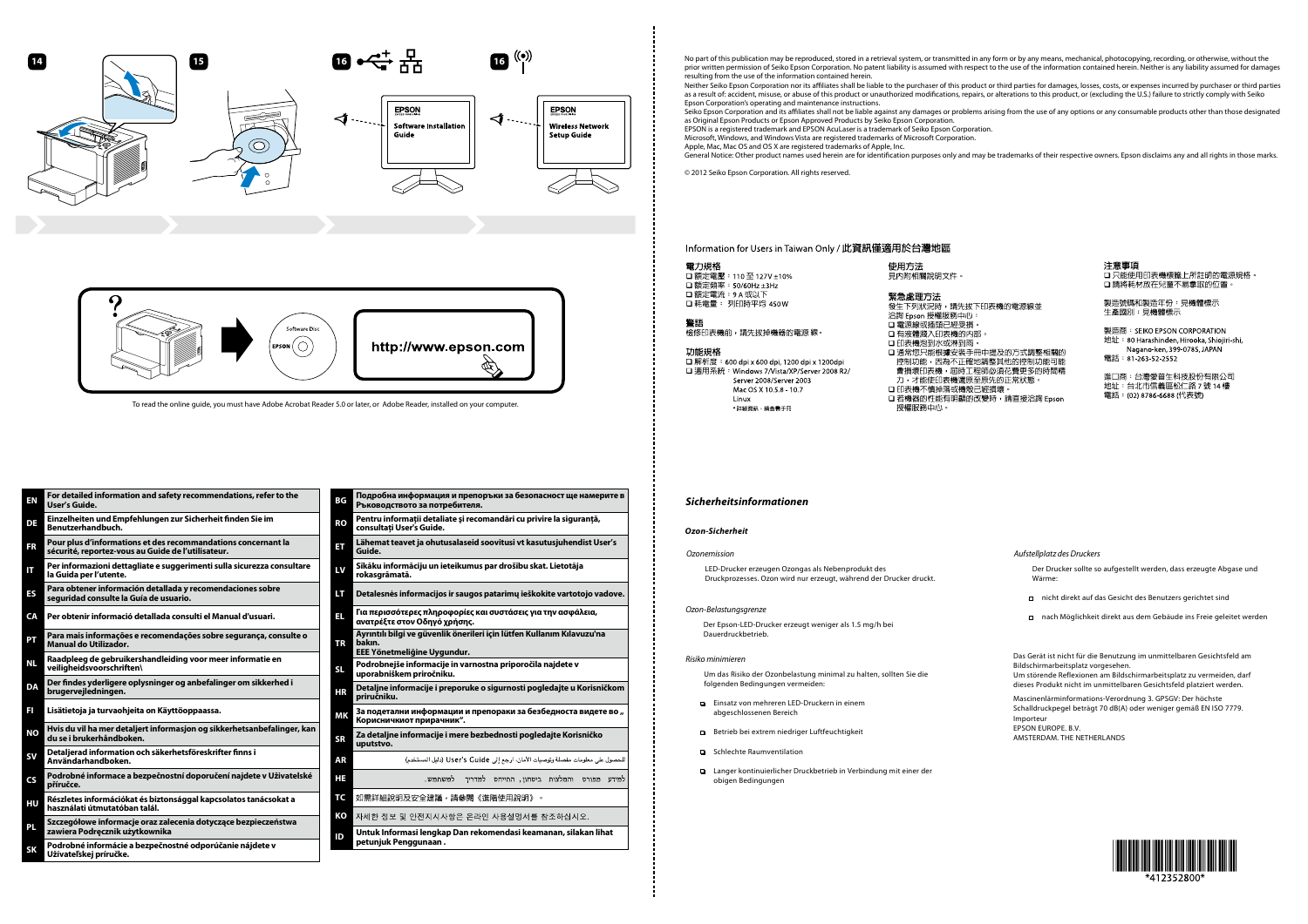14

15

16

16

Software Installation Guide

Wireless Network Setup Guide

Software Disc

http://www.epson.com

To read the online guide, you must have Adobe Acrobat Reader 5.0 or later, or Adobe Reader, installed on your computer.

| | |
|---|---|
| EN | For detailed information and safety recommendations, refer to the User's Guide. |
| DE | Einzelheiten und Empfehlungen zur Sicherheit finden Sie im Benutzerhandbuch. |
| FR | Pour plus d'informations et des recommandations concernant la sécurité, reportez-vous au Guide de l'utilisateur. |
| IT | Per informazioni dettagliate e suggerimenti sulla sicurezza consultare la Guida per l'utente. |
| ES | Para obtener información detallada y recomendaciones sobre seguridad consulte la Guía de usuario. |
| CA | Per obtenir informació detallada consulti el Manual d'usuari. |
| PT | Para mais informações e recomendações sobre segurança, consulte o Manual do Utilizador. |
| NL | Raadpleeg de gebruikershandleiding voor meer informatie en veiligheidsvoorschriften\ |
| DA | Der findes yderligere oplysninger og anbefalinger om sikkerhed i brugervejledningen. |
| FI | Lisätietoja ja turvaohjeita on Käyttöoppaassa. |
| NO | Hvis du vil ha mer detaljert informasjon og sikkerhetsanbefalinger, kan du se i brukerhåndboken. |
| SV | Detaljerad information och säkerhetsföreskrifter finns i Användarhandboken. |
| CS | Podrobné informace a bezpečnostní doporučení najdete v Uživatelské příručce. |
| HU | Részletes információkat és biztonsággal kapcsolatos tanácsokat a használati útmutatóban talál. |
| PL | Szczegółowe informacje oraz zalecenia dotyczące bezpieczeństwa zawiera Podręcznik użytkownika |
| SK | Podrobné informácie a bezpečnostné odporúčanie nájdete v Užívateľskej príručke. |
| BG | Подробна информация и препоръки за безопасност ще намерите в Ръководството за потребителя. |
| RO | Pentru informații detaliate și recomandări cu privire la siguranță, consultați User's Guide. |
| ET | Lähemat teavet ja ohutusalaseid soovitusi vt kasutusjuhendist User's Guide. |
| LV | Sīkāku informāciju un ieteikumus par drošību skat. Lietotāja rokasgrāmatā. |
| LT | Detalesnės informacijos ir saugos patarimų ieškokite vartotojo vadove. |
| EL | Για περισσότερες πληροφορίες και συστάσεις για την ασφάλεια, ανατρέξτε στον Οδηγό χρήσης. |
| TR | Ayrıntılı bilgi ve güvenlik önerileri için lütfen Kullanım Kılavuzu'na bakın. EEE Yönetmeliğine Uygundur. |
| SL | Podrobnejše informacije in varnostna priporočila najdete v uporabniškem priročniku. |
| HR | Detaljne informacije i preporuke o sigurnosti pogledajte u Korisničkom priručniku. |
| MK | За подетални информации и препораки за безбедноста видете во „Корисничкиот прирачник". |
| SR | Za detaljne informacije i mere bezbednosti pogledajte Korisničko uputstvo. |
| AR | للحصول على معلومات مفصلة وتوصيات الأمان، ارجع إلى User's Guide (دليل المستخدم) |
| HE | למידע מפורט והמלצות בטיחות, התייחס למדריך למשתמש. |
| TC | 如需詳細說明及安全建議，請參閱《進階使用說明》。 |
| KO | 자세한 정보 및 안전지시사항은 온라인 사용설명서를 참조하십시오. |
| ID | Untuk Informasi lengkap Dan rekomendasi keamanan, silakan lihat petunjuk Penggunaan . |

No part of this publication may be reproduced, stored in a retrieval system, or transmitted in any form or by any means, mechanical, photocopying, recording, or otherwise, without the prior written permission of Seiko Epson Corporation. No patent liability is assumed with respect to the use of the information contained herein. Neither is any liability assumed for damages resulting from the use of the information contained herein.

Neither Seiko Epson Corporation nor its affiliates shall be liable to the purchaser of this product or third parties for damages, losses, costs, or expenses incurred by purchaser or third parties as a result of: accident, misuse, or abuse of this product or unauthorized modifications, repairs, or alterations to this product, or (excluding the U.S.) failure to strictly comply with Seiko Epson Corporation's operating and maintenance instructions.

Seiko Epson Corporation and its affiliates shall not be liable against any damages or problems arising from the use of any options or any consumable products other than those designated as Original Epson Products or Epson Approved Products by Seiko Epson Corporation.

EPSON is a registered trademark and EPSON AcuLaser is a trademark of Seiko Epson Corporation.

Microsoft, Windows, and Windows Vista are registered trademarks of Microsoft Corporation.

Apple, Mac, Mac OS and OS X are registered trademarks of Apple, Inc.

General Notice: Other product names used herein are for identification purposes only and may be trademarks of their respective owners. Epson disclaims any and all rights in those marks.

© 2012 Seiko Epson Corporation. All rights reserved.

## Information for Users in Taiwan Only / 此資訊僅適用於台灣地區

**電力規格**

- ❑ 額定電壓：110 至 127V ±10%
- ❑ 額定頻率：50/60Hz ±3Hz
- ❑ 額定電流：9 A 或以下
- ❑ 耗電量： 列印時平均 450W

**警語**

檢修印表機前，請先拔掉機器的電源線。

**功能規格**

- ❑ 解析度：600 dpi x 600 dpi, 1200 dpi x 1200dpi
- ❑ 適用系統：Windows 7/Vista/XP/Server 2008 R2/ Server 2008/Server 2003 Mac OS X 10.5.8 - 10.7 Linux

*詳細資訊，請參考手冊

**使用方法**

見內附相關說明文件。

**緊急處理方法**

發生下列狀況時，請先拔下印表機的電源線並洽詢 Epson 授權服務中心：

- ❑ 電源線或插頭已經受損。
- ❑ 有液體滲入印表機的內部。
- ❑ 印表機摔到水或淋到雨。
- ❑ 當按照只能根據安裝手冊中提及的方式調整相關的控制功能，因為不正確地調整其他的控制功能可能會損壞印表機，屆時工程師必須花費更多的時間精力，才能使印表機還原至原先的正常狀態。
- ❑ 印表機不慎掉落或機殼已經損壞。
- ❑ 若機器的性能有明顯的改變時，請直接洽詢 Epson 授權服務中心。

**注意事項**

- ❑ 只能使用印表機標籤上所註明的電源規格。
- ❑ 請將耗材放在兒童不易拿取的位置。

製造號碼和製造年份：見機體標示

生產國別：見機體標示

製造商：SEIKO EPSON CORPORATION

地址：80 Harashinden, Hirooka, Shiojiri-shi, Nagano-ken, 399-0785, JAPAN

電話：81-263-52-2552

進口商：台灣愛普生科技股份有限公司

地址：台北市信義區松仁路 7 號 14 樓

電話：(02) 8786-6688 (代表號)

## *Sicherheitsinformationen*

### *Ozon-Sicherheit*

*Ozonemission*

LED-Drucker erzeugen Ozongas als Nebenprodukt des Druckprozesses. Ozon wird nur erzeugt, während der Drucker druckt.

*Ozon-Belastungsgrenze*

Der Epson-LED-Drucker erzeugt weniger als 1.5 mg/h bei Dauerdruckbetrieb.

*Risiko minimieren*

Um das Risiko der Ozonbelastung minimal zu halten, sollten Sie die folgenden Bedingungen vermeiden:

- ❑ Einsatz von mehreren LED-Druckern in einem abgeschlossenen Bereich
- ❑ Betrieb bei extrem niedriger Luftfeuchtigkeit
- ❑ Schlechte Raumventilation
- ❑ Langer kontinuierlicher Druckbetrieb in Verbindung mit einer der obigen Bedingungen

*Aufstellplatz des Druckers*

Der Drucker sollte so aufgestellt werden, dass erzeugte Abgase und Wärme:

- ❑ nicht direkt auf das Gesicht des Benutzers gerichtet sind
- ❑ nach Möglichkeit direkt aus dem Gebäude ins Freie geleitet werden

Das Gerät ist nicht für die Benutzung im unmittelbaren Gesichtsfeld am Bildschirmarbeitsplatz vorgesehen.

Um störende Reflexionen am Bildschirmarbeitsplatz zu vermeiden, darf dieses Produkt nicht im unmittelbaren Gesichtsfeld platziert werden.

Mascinenlärminformations-Verordnung 3. GPSGV: Der höchste Schalldruckpegel beträgt 70 dB(A) oder weniger gemäß EN ISO 7779.

Importeur

EPSON EUROPE. B.V.

AMSTERDAM. THE NETHERLANDS

*412352800*